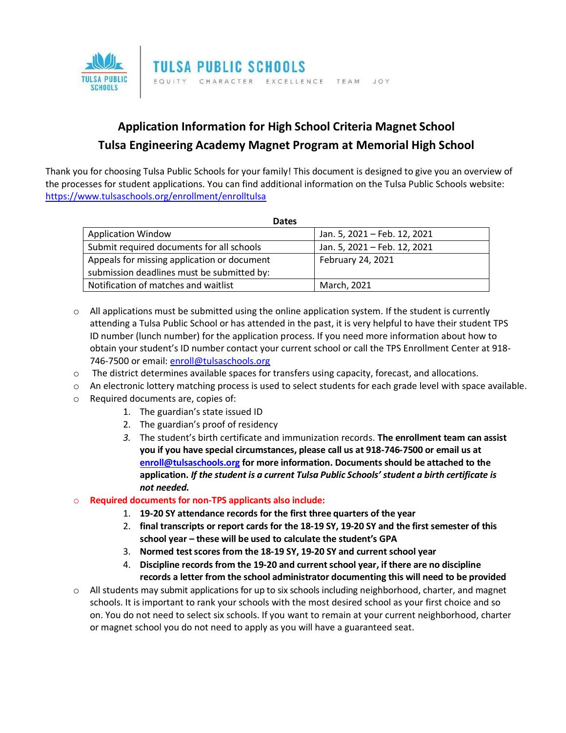TULSA PUBLIC SCHOOLS

EQUITY CHARACTER EXCELLENCE TEAM JOY

## Application Information for High School Criteria Magnet School
## Tulsa Engineering Academy Magnet Program at Memorial High School

Thank you for choosing Tulsa Public Schools for your family! This document is designed to give you an overview of the processes for student applications. You can find additional information on the Tulsa Public Schools website: [https://www.tulsaschools.org/enrollment/enrolltulsa](https://www.tulsaschools.org/enrollment/enrolltulsa)

**Dates**

| Dates | |
|---|---|
| Application Window | Jan. 5, 2021 – Feb. 12, 2021 |
| Submit required documents for all schools | Jan. 5, 2021 – Feb. 12, 2021 |
| Appeals for missing application or document submission deadlines must be submitted by: | February 24, 2021 |
| Notification of matches and waitlist | March, 2021 |

- All applications must be submitted using the online application system. If the student is currently attending a Tulsa Public School or has attended in the past, it is very helpful to have their student TPS ID number (lunch number) for the application process. If you need more information about how to obtain your student's ID number contact your current school or call the TPS Enrollment Center at 918-746-7500 or email: [enroll@tulsaschools.org](mailto:enroll@tulsaschools.org)
- The district determines available spaces for transfers using capacity, forecast, and allocations.
- An electronic lottery matching process is used to select students for each grade level with space available.
- Required documents are, copies of:
  1. The guardian's state issued ID
  2. The guardian's proof of residency
  3. The student's birth certificate and immunization records. **The enrollment team can assist you if you have special circumstances, please call us at 918-746-7500 or email us at [enroll@tulsaschools.org](mailto:enroll@tulsaschools.org) for more information. Documents should be attached to the application.** ***If the student is a current Tulsa Public Schools' student a birth certificate is not needed.***
- **Required documents for non-TPS applicants also include:**
  1. **19-20 SY attendance records for the first three quarters of the year**
  2. **final transcripts or report cards for the 18-19 SY, 19-20 SY and the first semester of this school year – these will be used to calculate the student's GPA**
  3. **Normed test scores from the 18-19 SY, 19-20 SY and current school year**
  4. **Discipline records from the 19-20 and current school year, if there are no discipline records a letter from the school administrator documenting this will need to be provided**
- All students may submit applications for up to six schools including neighborhood, charter, and magnet schools. It is important to rank your schools with the most desired school as your first choice and so on. You do not need to select six schools. If you want to remain at your current neighborhood, charter or magnet school you do not need to apply as you will have a guaranteed seat.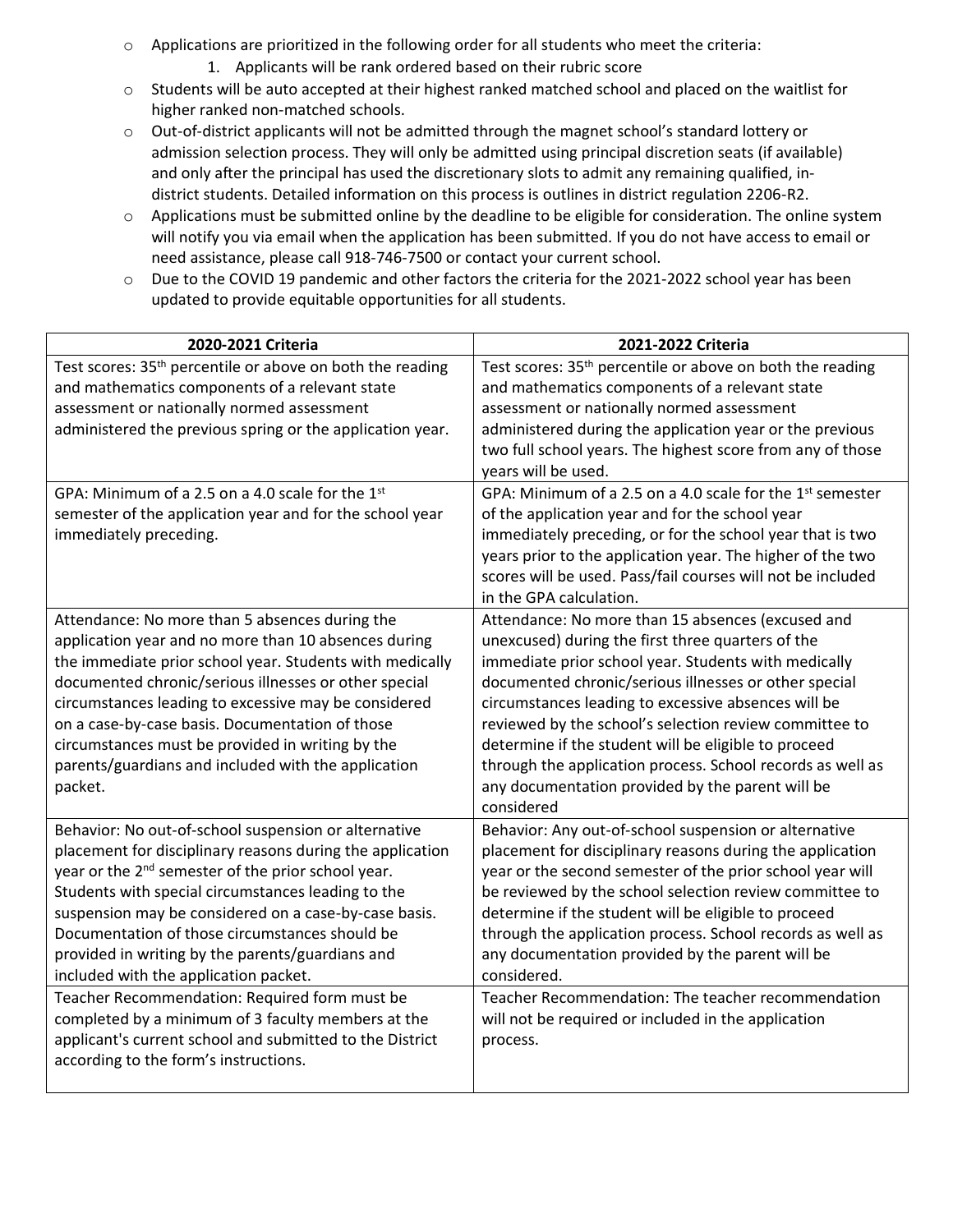- Applications are prioritized in the following order for all students who meet the criteria:
    1. Applicants will be rank ordered based on their rubric score
- Students will be auto accepted at their highest ranked matched school and placed on the waitlist for higher ranked non-matched schools.
- Out-of-district applicants will not be admitted through the magnet school's standard lottery or admission selection process. They will only be admitted using principal discretion seats (if available) and only after the principal has used the discretionary slots to admit any remaining qualified, in-district students. Detailed information on this process is outlines in district regulation 2206-R2.
- Applications must be submitted online by the deadline to be eligible for consideration. The online system will notify you via email when the application has been submitted. If you do not have access to email or need assistance, please call 918-746-7500 or contact your current school.
- Due to the COVID 19 pandemic and other factors the criteria for the 2021-2022 school year has been updated to provide equitable opportunities for all students.

| 2020-2021 Criteria | 2021-2022 Criteria |
|---|---|
| Test scores: 35th percentile or above on both the reading and mathematics components of a relevant state assessment or nationally normed assessment administered the previous spring or the application year. | Test scores: 35th percentile or above on both the reading and mathematics components of a relevant state assessment or nationally normed assessment administered during the application year or the previous two full school years. The highest score from any of those years will be used. |
| GPA: Minimum of a 2.5 on a 4.0 scale for the 1st semester of the application year and for the school year immediately preceding. | GPA: Minimum of a 2.5 on a 4.0 scale for the 1st semester of the application year and for the school year immediately preceding, or for the school year that is two years prior to the application year. The higher of the two scores will be used. Pass/fail courses will not be included in the GPA calculation. |
| Attendance: No more than 5 absences during the application year and no more than 10 absences during the immediate prior school year. Students with medically documented chronic/serious illnesses or other special circumstances leading to excessive may be considered on a case-by-case basis. Documentation of those circumstances must be provided in writing by the parents/guardians and included with the application packet. | Attendance: No more than 15 absences (excused and unexcused) during the first three quarters of the immediate prior school year. Students with medically documented chronic/serious illnesses or other special circumstances leading to excessive absences will be reviewed by the school's selection review committee to determine if the student will be eligible to proceed through the application process. School records as well as any documentation provided by the parent will be considered |
| Behavior: No out-of-school suspension or alternative placement for disciplinary reasons during the application year or the 2nd semester of the prior school year. Students with special circumstances leading to the suspension may be considered on a case-by-case basis. Documentation of those circumstances should be provided in writing by the parents/guardians and included with the application packet. | Behavior: Any out-of-school suspension or alternative placement for disciplinary reasons during the application year or the second semester of the prior school year will be reviewed by the school selection review committee to determine if the student will be eligible to proceed through the application process. School records as well as any documentation provided by the parent will be considered. |
| Teacher Recommendation: Required form must be completed by a minimum of 3 faculty members at the applicant's current school and submitted to the District according to the form's instructions. | Teacher Recommendation: The teacher recommendation will not be required or included in the application process. |